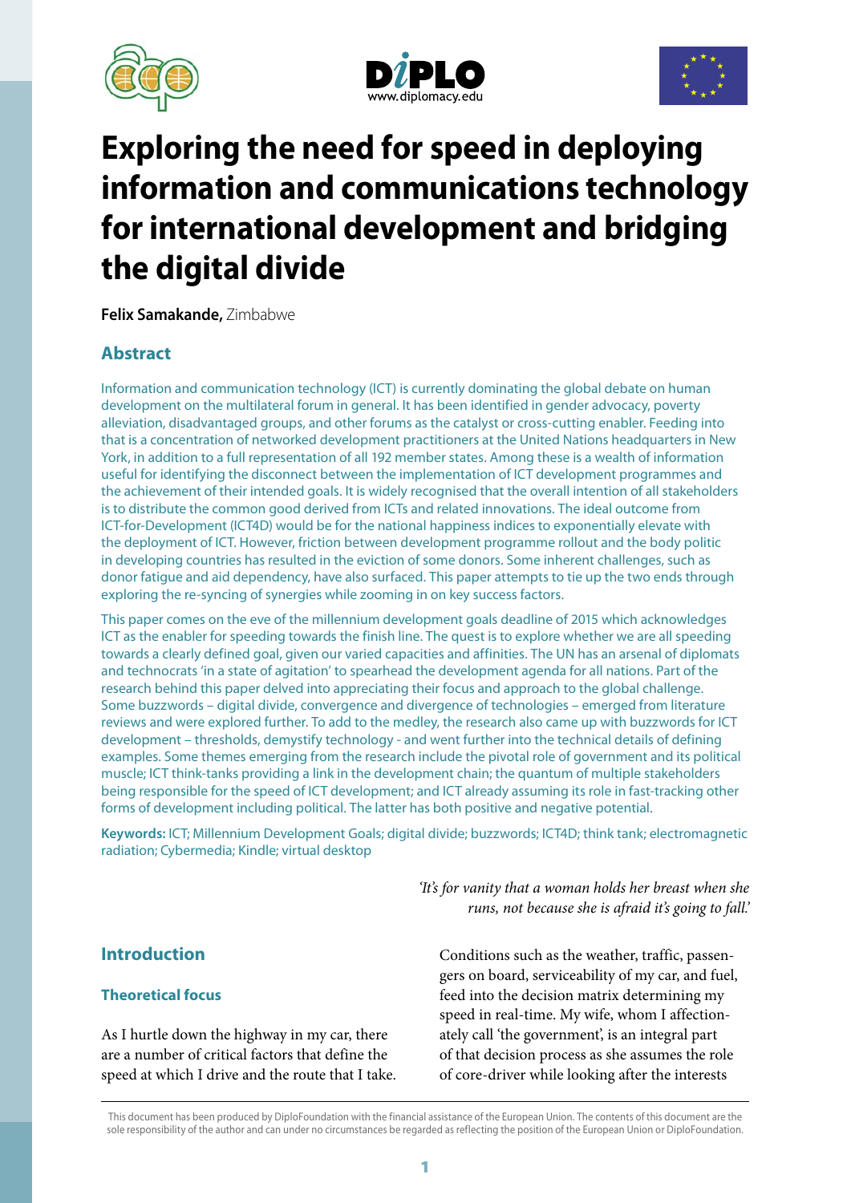# Exploring the need for speed in deploying information and communications technology for international development and bridging the digital divide

**Felix Samakande,** Zimbabwe

## Abstract

Information and communication technology (ICT) is currently dominating the global debate on human development on the multilateral forum in general. It has been identified in gender advocacy, poverty alleviation, disadvantaged groups, and other forums as the catalyst or cross-cutting enabler. Feeding into that is a concentration of networked development practitioners at the United Nations headquarters in New York, in addition to a full representation of all 192 member states. Among these is a wealth of information useful for identifying the disconnect between the implementation of ICT development programmes and the achievement of their intended goals. It is widely recognised that the overall intention of all stakeholders is to distribute the common good derived from ICTs and related innovations. The ideal outcome from ICT-for-Development (ICT4D) would be for the national happiness indices to exponentially elevate with the deployment of ICT. However, friction between development programme rollout and the body politic in developing countries has resulted in the eviction of some donors. Some inherent challenges, such as donor fatigue and aid dependency, have also surfaced. This paper attempts to tie up the two ends through exploring the re-syncing of synergies while zooming in on key success factors.

This paper comes on the eve of the millennium development goals deadline of 2015 which acknowledges ICT as the enabler for speeding towards the finish line. The quest is to explore whether we are all speeding towards a clearly defined goal, given our varied capacities and affinities. The UN has an arsenal of diplomats and technocrats 'in a state of agitation' to spearhead the development agenda for all nations. Part of the research behind this paper delved into appreciating their focus and approach to the global challenge. Some buzzwords – digital divide, convergence and divergence of technologies – emerged from literature reviews and were explored further. To add to the medley, the research also came up with buzzwords for ICT development – thresholds, demystify technology - and went further into the technical details of defining examples. Some themes emerging from the research include the pivotal role of government and its political muscle; ICT think-tanks providing a link in the development chain; the quantum of multiple stakeholders being responsible for the speed of ICT development; and ICT already assuming its role in fast-tracking other forms of development including political. The latter has both positive and negative potential.

**Keywords:** ICT; Millennium Development Goals; digital divide; buzzwords; ICT4D; think tank; electromagnetic radiation; Cybermedia; Kindle; virtual desktop

*'It's for vanity that a woman holds her breast when she runs, not because she is afraid it's going to fall.'*

## Introduction

### Theoretical focus

As I hurtle down the highway in my car, there are a number of critical factors that define the speed at which I drive and the route that I take. Conditions such as the weather, traffic, passengers on board, serviceability of my car, and fuel, feed into the decision matrix determining my speed in real-time. My wife, whom I affectionately call 'the government', is an integral part of that decision process as she assumes the role of core-driver while looking after the interests

This document has been produced by DiploFoundation with the financial assistance of the European Union. The contents of this document are the sole responsibility of the author and can under no circumstances be regarded as reflecting the position of the European Union or DiploFoundation.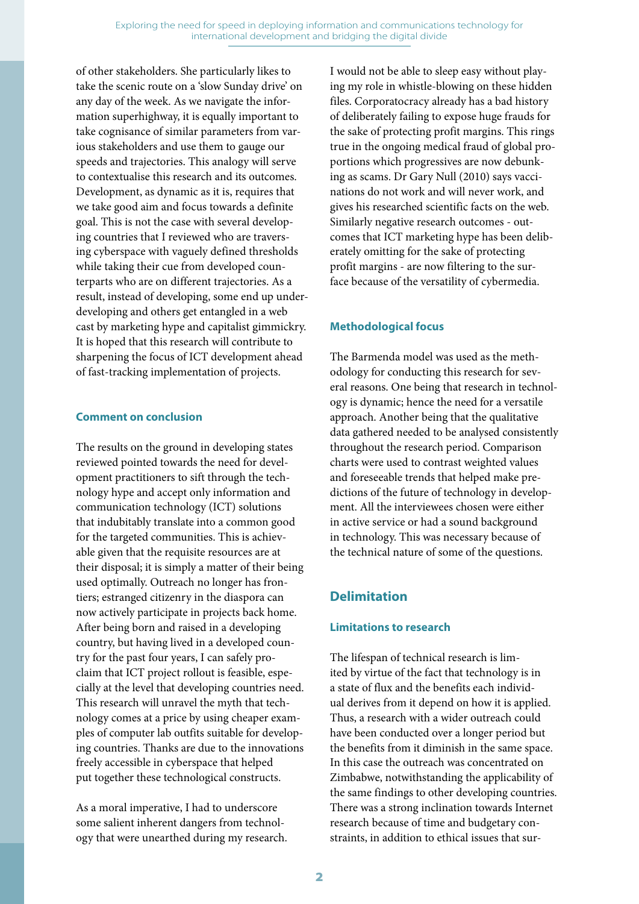of other stakeholders. She particularly likes to take the scenic route on a 'slow Sunday drive' on any day of the week. As we navigate the information superhighway, it is equally important to take cognisance of similar parameters from various stakeholders and use them to gauge our speeds and trajectories. This analogy will serve to contextualise this research and its outcomes. Development, as dynamic as it is, requires that we take good aim and focus towards a definite goal. This is not the case with several developing countries that I reviewed who are traversing cyberspace with vaguely defined thresholds while taking their cue from developed counterparts who are on different trajectories. As a result, instead of developing, some end up underdeveloping and others get entangled in a web cast by marketing hype and capitalist gimmickry. It is hoped that this research will contribute to sharpening the focus of ICT development ahead of fast-tracking implementation of projects.

### Comment on conclusion

The results on the ground in developing states reviewed pointed towards the need for development practitioners to sift through the technology hype and accept only information and communication technology (ICT) solutions that indubitably translate into a common good for the targeted communities. This is achievable given that the requisite resources are at their disposal; it is simply a matter of their being used optimally. Outreach no longer has frontiers; estranged citizenry in the diaspora can now actively participate in projects back home. After being born and raised in a developing country, but having lived in a developed country for the past four years, I can safely proclaim that ICT project rollout is feasible, especially at the level that developing countries need. This research will unravel the myth that technology comes at a price by using cheaper examples of computer lab outfits suitable for developing countries. Thanks are due to the innovations freely accessible in cyberspace that helped put together these technological constructs.

As a moral imperative, I had to underscore some salient inherent dangers from technology that were unearthed during my research. I would not be able to sleep easy without playing my role in whistle-blowing on these hidden files. Corporatocracy already has a bad history of deliberately failing to expose huge frauds for the sake of protecting profit margins. This rings true in the ongoing medical fraud of global proportions which progressives are now debunking as scams. Dr Gary Null (2010) says vaccinations do not work and will never work, and gives his researched scientific facts on the web. Similarly negative research outcomes - outcomes that ICT marketing hype has been deliberately omitting for the sake of protecting profit margins - are now filtering to the surface because of the versatility of cybermedia.

### Methodological focus

The Barmenda model was used as the methodology for conducting this research for several reasons. One being that research in technology is dynamic; hence the need for a versatile approach. Another being that the qualitative data gathered needed to be analysed consistently throughout the research period. Comparison charts were used to contrast weighted values and foreseeable trends that helped make predictions of the future of technology in development. All the interviewees chosen were either in active service or had a sound background in technology. This was necessary because of the technical nature of some of the questions.

## Delimitation

### Limitations to research

The lifespan of technical research is limited by virtue of the fact that technology is in a state of flux and the benefits each individual derives from it depend on how it is applied. Thus, a research with a wider outreach could have been conducted over a longer period but the benefits from it diminish in the same space. In this case the outreach was concentrated on Zimbabwe, notwithstanding the applicability of the same findings to other developing countries. There was a strong inclination towards Internet research because of time and budgetary constraints, in addition to ethical issues that sur-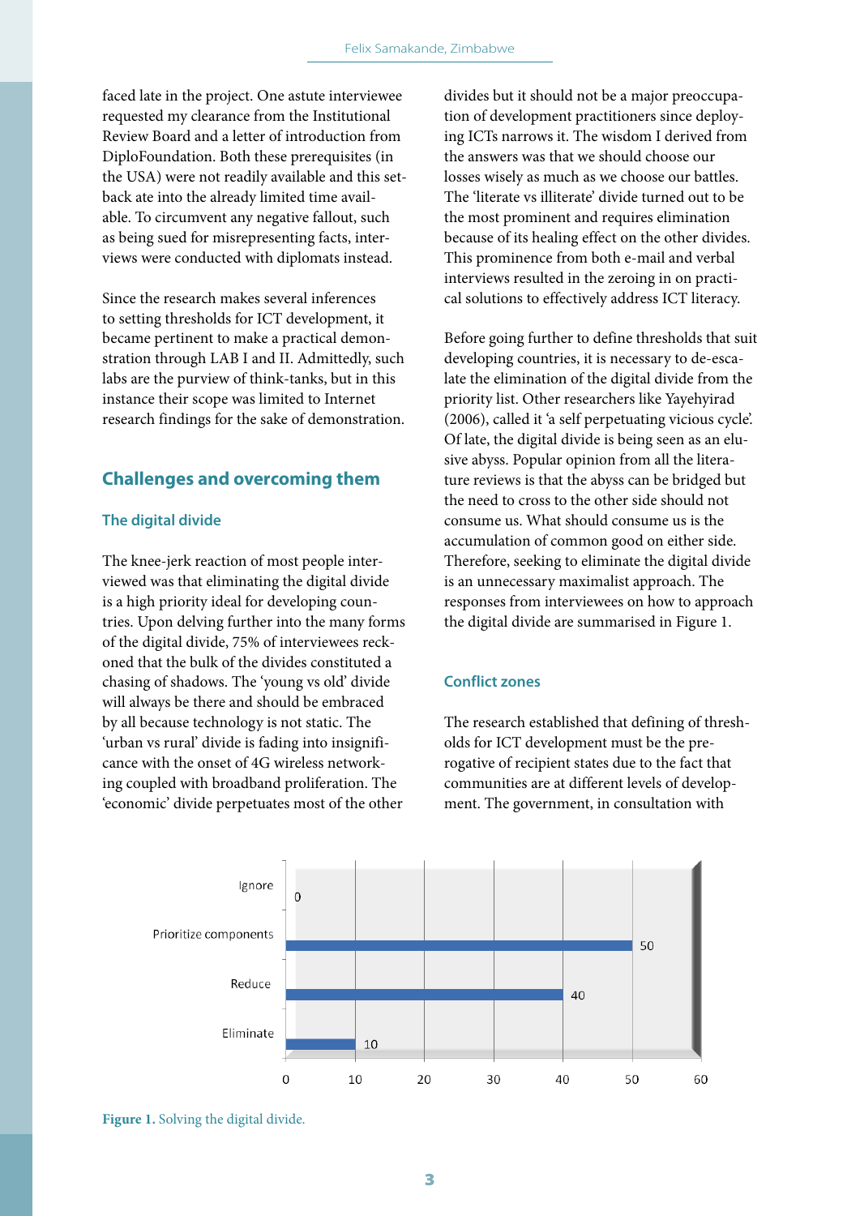faced late in the project. One astute interviewee requested my clearance from the Institutional Review Board and a letter of introduction from DiploFoundation. Both these prerequisites (in the USA) were not readily available and this setback ate into the already limited time available. To circumvent any negative fallout, such as being sued for misrepresenting facts, interviews were conducted with diplomats instead.

Since the research makes several inferences to setting thresholds for ICT development, it became pertinent to make a practical demonstration through LAB I and II. Admittedly, such labs are the purview of think-tanks, but in this instance their scope was limited to Internet research findings for the sake of demonstration.

## Challenges and overcoming them

### The digital divide

The knee-jerk reaction of most people interviewed was that eliminating the digital divide is a high priority ideal for developing countries. Upon delving further into the many forms of the digital divide, 75% of interviewees reckoned that the bulk of the divides constituted a chasing of shadows. The 'young vs old' divide will always be there and should be embraced by all because technology is not static. The 'urban vs rural' divide is fading into insignificance with the onset of 4G wireless networking coupled with broadband proliferation. The 'economic' divide perpetuates most of the other divides but it should not be a major preoccupation of development practitioners since deploying ICTs narrows it. The wisdom I derived from the answers was that we should choose our losses wisely as much as we choose our battles. The 'literate vs illiterate' divide turned out to be the most prominent and requires elimination because of its healing effect on the other divides. This prominence from both e-mail and verbal interviews resulted in the zeroing in on practical solutions to effectively address ICT literacy.

Before going further to define thresholds that suit developing countries, it is necessary to de-escalate the elimination of the digital divide from the priority list. Other researchers like Yayehyirad (2006), called it 'a self perpetuating vicious cycle'. Of late, the digital divide is being seen as an elusive abyss. Popular opinion from all the literature reviews is that the abyss can be bridged but the need to cross to the other side should not consume us. What should consume us is the accumulation of common good on either side. Therefore, seeking to eliminate the digital divide is an unnecessary maximalist approach. The responses from interviewees on how to approach the digital divide are summarised in Figure 1.

### Conflict zones

The research established that defining of thresholds for ICT development must be the prerogative of recipient states due to the fact that communities are at different levels of development. The government, in consultation with

| Response | Value |
| --- | --- |
| Ignore | 0 |
| Prioritize components | 50 |
| Reduce | 40 |
| Eliminate | 10 |

**Figure 1.** Solving the digital divide.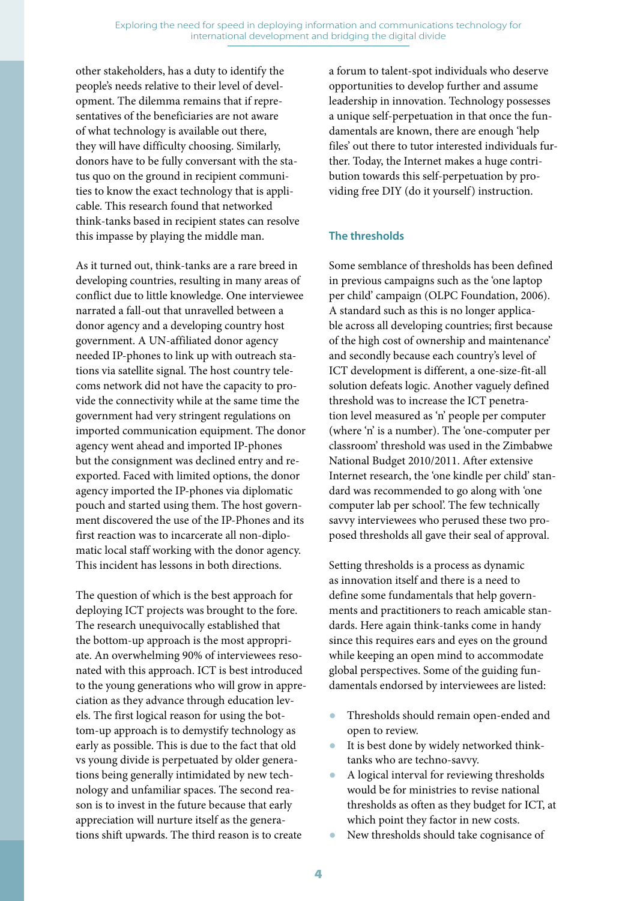other stakeholders, has a duty to identify the people's needs relative to their level of development. The dilemma remains that if representatives of the beneficiaries are not aware of what technology is available out there, they will have difficulty choosing. Similarly, donors have to be fully conversant with the status quo on the ground in recipient communities to know the exact technology that is applicable. This research found that networked think-tanks based in recipient states can resolve this impasse by playing the middle man.

As it turned out, think-tanks are a rare breed in developing countries, resulting in many areas of conflict due to little knowledge. One interviewee narrated a fall-out that unravelled between a donor agency and a developing country host government. A UN-affiliated donor agency needed IP-phones to link up with outreach stations via satellite signal. The host country telecoms network did not have the capacity to provide the connectivity while at the same time the government had very stringent regulations on imported communication equipment. The donor agency went ahead and imported IP-phones but the consignment was declined entry and re-exported. Faced with limited options, the donor agency imported the IP-phones via diplomatic pouch and started using them. The host government discovered the use of the IP-Phones and its first reaction was to incarcerate all non-diplomatic local staff working with the donor agency. This incident has lessons in both directions.

The question of which is the best approach for deploying ICT projects was brought to the fore. The research unequivocally established that the bottom-up approach is the most appropriate. An overwhelming 90% of interviewees resonated with this approach. ICT is best introduced to the young generations who will grow in appreciation as they advance through education levels. The first logical reason for using the bottom-up approach is to demystify technology as early as possible. This is due to the fact that old vs young divide is perpetuated by older generations being generally intimidated by new technology and unfamiliar spaces. The second reason is to invest in the future because that early appreciation will nurture itself as the generations shift upwards. The third reason is to create a forum to talent-spot individuals who deserve opportunities to develop further and assume leadership in innovation. Technology possesses a unique self-perpetuation in that once the fundamentals are known, there are enough 'help files' out there to tutor interested individuals further. Today, the Internet makes a huge contribution towards this self-perpetuation by providing free DIY (do it yourself) instruction.

## The thresholds

Some semblance of thresholds has been defined in previous campaigns such as the 'one laptop per child' campaign (OLPC Foundation, 2006). A standard such as this is no longer applicable across all developing countries; first because of the high cost of ownership and maintenance' and secondly because each country's level of ICT development is different, a one-size-fit-all solution defeats logic. Another vaguely defined threshold was to increase the ICT penetration level measured as 'n' people per computer (where 'n' is a number). The 'one-computer per classroom' threshold was used in the Zimbabwe National Budget 2010/2011. After extensive Internet research, the 'one kindle per child' standard was recommended to go along with 'one computer lab per school'. The few technically savvy interviewees who perused these two proposed thresholds all gave their seal of approval.

Setting thresholds is a process as dynamic as innovation itself and there is a need to define some fundamentals that help governments and practitioners to reach amicable standards. Here again think-tanks come in handy since this requires ears and eyes on the ground while keeping an open mind to accommodate global perspectives. Some of the guiding fundamentals endorsed by interviewees are listed:

- Thresholds should remain open-ended and open to review.
- It is best done by widely networked think-tanks who are techno-savvy.
- A logical interval for reviewing thresholds would be for ministries to revise national thresholds as often as they budget for ICT, at which point they factor in new costs.
- New thresholds should take cognisance of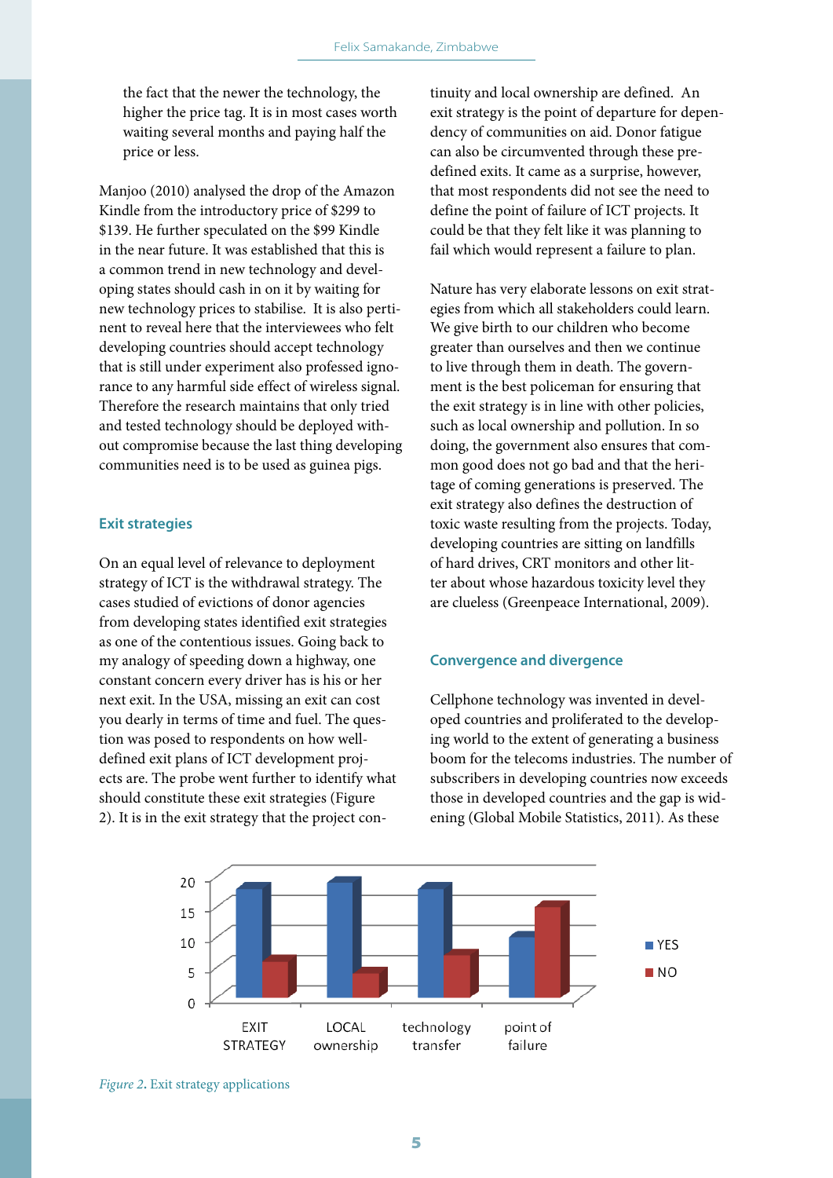the fact that the newer the technology, the higher the price tag. It is in most cases worth waiting several months and paying half the price or less.

Manjoo (2010) analysed the drop of the Amazon Kindle from the introductory price of $299 to $139. He further speculated on the $99 Kindle in the near future. It was established that this is a common trend in new technology and developing states should cash in on it by waiting for new technology prices to stabilise. It is also pertinent to reveal here that the interviewees who felt developing countries should accept technology that is still under experiment also professed ignorance to any harmful side effect of wireless signal. Therefore the research maintains that only tried and tested technology should be deployed without compromise because the last thing developing communities need is to be used as guinea pigs.

## Exit strategies

On an equal level of relevance to deployment strategy of ICT is the withdrawal strategy. The cases studied of evictions of donor agencies from developing states identified exit strategies as one of the contentious issues. Going back to my analogy of speeding down a highway, one constant concern every driver has is his or her next exit. In the USA, missing an exit can cost you dearly in terms of time and fuel. The question was posed to respondents on how well-defined exit plans of ICT development projects are. The probe went further to identify what should constitute these exit strategies (Figure 2). It is in the exit strategy that the project continuity and local ownership are defined. An exit strategy is the point of departure for dependency of communities on aid. Donor fatigue can also be circumvented through these predefined exits. It came as a surprise, however, that most respondents did not see the need to define the point of failure of ICT projects. It could be that they felt like it was planning to fail which would represent a failure to plan.

Nature has very elaborate lessons on exit strategies from which all stakeholders could learn. We give birth to our children who become greater than ourselves and then we continue to live through them in death. The government is the best policeman for ensuring that the exit strategy is in line with other policies, such as local ownership and pollution. In so doing, the government also ensures that common good does not go bad and that the heritage of coming generations is preserved. The exit strategy also defines the destruction of toxic waste resulting from the projects. Today, developing countries are sitting on landfills of hard drives, CRT monitors and other litter about whose hazardous toxicity level they are clueless (Greenpeace International, 2009).

## Convergence and divergence

Cellphone technology was invented in developed countries and proliferated to the developing world to the extent of generating a business boom for the telecoms industries. The number of subscribers in developing countries now exceeds those in developed countries and the gap is widening (Global Mobile Statistics, 2011). As these

| | YES | NO |
|---|---|---|
| EXIT STRATEGY | 18 | 6 |
| LOCAL ownership | 19 | 4 |
| technology transfer | 18 | 7 |
| point of failure | 10 | 15 |

*Figure 2*. Exit strategy applications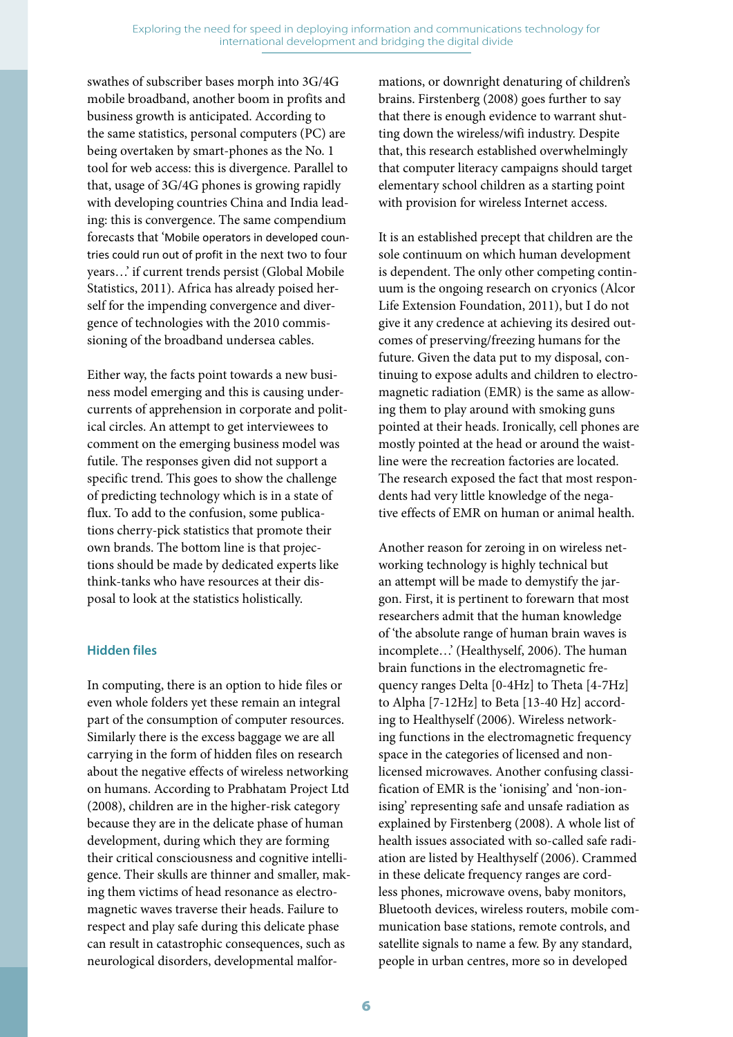swathes of subscriber bases morph into 3G/4G mobile broadband, another boom in profits and business growth is anticipated. According to the same statistics, personal computers (PC) are being overtaken by smart-phones as the No. 1 tool for web access: this is divergence. Parallel to that, usage of 3G/4G phones is growing rapidly with developing countries China and India leading: this is convergence. The same compendium forecasts that 'Mobile operators in developed countries could run out of profit in the next two to four years…' if current trends persist (Global Mobile Statistics, 2011). Africa has already poised herself for the impending convergence and divergence of technologies with the 2010 commissioning of the broadband undersea cables.

Either way, the facts point towards a new business model emerging and this is causing undercurrents of apprehension in corporate and political circles. An attempt to get interviewees to comment on the emerging business model was futile. The responses given did not support a specific trend. This goes to show the challenge of predicting technology which is in a state of flux. To add to the confusion, some publications cherry-pick statistics that promote their own brands. The bottom line is that projections should be made by dedicated experts like think-tanks who have resources at their disposal to look at the statistics holistically.

### Hidden files

In computing, there is an option to hide files or even whole folders yet these remain an integral part of the consumption of computer resources. Similarly there is the excess baggage we are all carrying in the form of hidden files on research about the negative effects of wireless networking on humans. According to Prabhatam Project Ltd (2008), children are in the higher-risk category because they are in the delicate phase of human development, during which they are forming their critical consciousness and cognitive intelligence. Their skulls are thinner and smaller, making them victims of head resonance as electromagnetic waves traverse their heads. Failure to respect and play safe during this delicate phase can result in catastrophic consequences, such as neurological disorders, developmental malformations, or downright denaturing of children's brains. Firstenberg (2008) goes further to say that there is enough evidence to warrant shutting down the wireless/wifi industry. Despite that, this research established overwhelmingly that computer literacy campaigns should target elementary school children as a starting point with provision for wireless Internet access.

It is an established precept that children are the sole continuum on which human development is dependent. The only other competing continuum is the ongoing research on cryonics (Alcor Life Extension Foundation, 2011), but I do not give it any credence at achieving its desired outcomes of preserving/freezing humans for the future. Given the data put to my disposal, continuing to expose adults and children to electromagnetic radiation (EMR) is the same as allowing them to play around with smoking guns pointed at their heads. Ironically, cell phones are mostly pointed at the head or around the waistline were the recreation factories are located. The research exposed the fact that most respondents had very little knowledge of the negative effects of EMR on human or animal health.

Another reason for zeroing in on wireless networking technology is highly technical but an attempt will be made to demystify the jargon. First, it is pertinent to forewarn that most researchers admit that the human knowledge of 'the absolute range of human brain waves is incomplete…' (Healthyself, 2006). The human brain functions in the electromagnetic frequency ranges Delta [0-4Hz] to Theta [4-7Hz] to Alpha [7-12Hz] to Beta [13-40 Hz] according to Healthyself (2006). Wireless networking functions in the electromagnetic frequency space in the categories of licensed and non-licensed microwaves. Another confusing classification of EMR is the 'ionising' and 'non-ionising' representing safe and unsafe radiation as explained by Firstenberg (2008). A whole list of health issues associated with so-called safe radiation are listed by Healthyself (2006). Crammed in these delicate frequency ranges are cordless phones, microwave ovens, baby monitors, Bluetooth devices, wireless routers, mobile communication base stations, remote controls, and satellite signals to name a few. By any standard, people in urban centres, more so in developed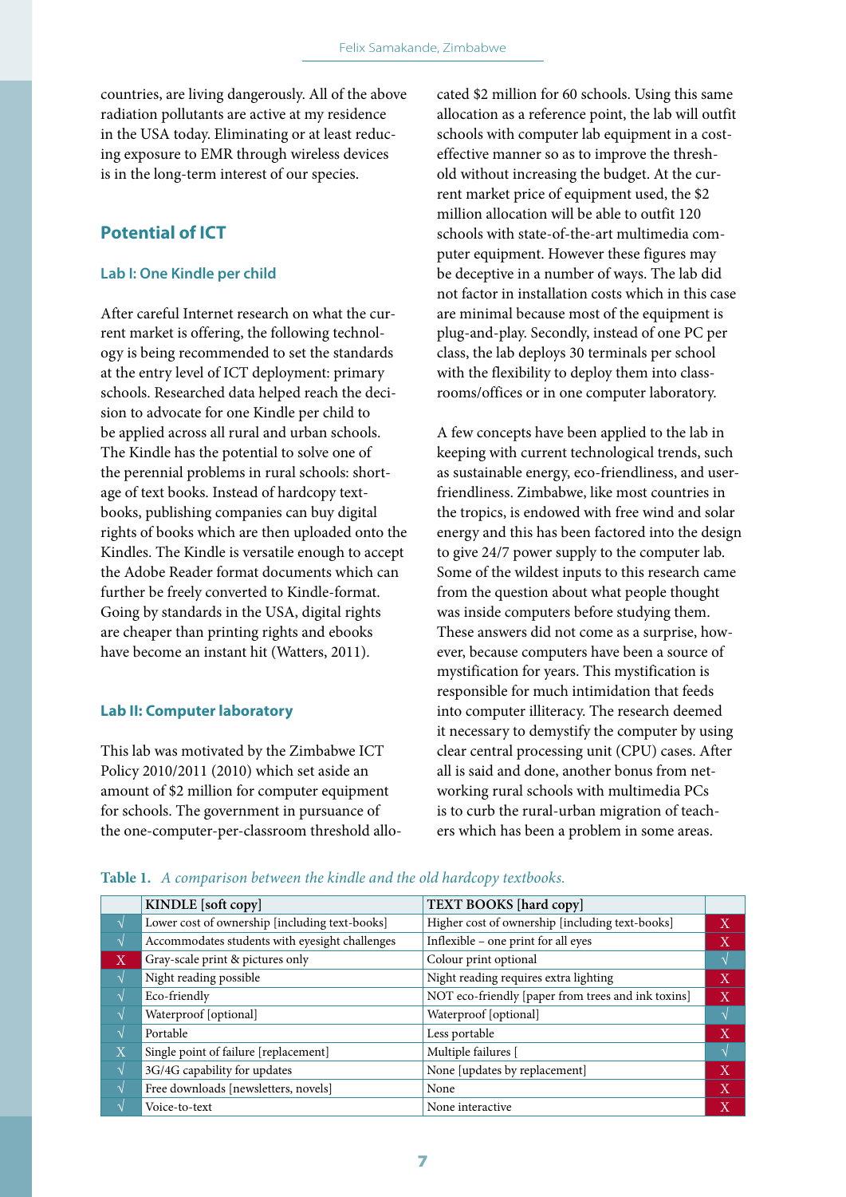countries, are living dangerously. All of the above radiation pollutants are active at my residence in the USA today. Eliminating or at least reducing exposure to EMR through wireless devices is in the long-term interest of our species.

## Potential of ICT

### Lab I: One Kindle per child

After careful Internet research on what the current market is offering, the following technology is being recommended to set the standards at the entry level of ICT deployment: primary schools. Researched data helped reach the decision to advocate for one Kindle per child to be applied across all rural and urban schools. The Kindle has the potential to solve one of the perennial problems in rural schools: shortage of text books. Instead of hardcopy textbooks, publishing companies can buy digital rights of books which are then uploaded onto the Kindles. The Kindle is versatile enough to accept the Adobe Reader format documents which can further be freely converted to Kindle-format. Going by standards in the USA, digital rights are cheaper than printing rights and ebooks have become an instant hit (Watters, 2011).

### Lab II: Computer laboratory

This lab was motivated by the Zimbabwe ICT Policy 2010/2011 (2010) which set aside an amount of $2 million for computer equipment for schools. The government in pursuance of the one-computer-per-classroom threshold allocated $2 million for 60 schools. Using this same allocation as a reference point, the lab will outfit schools with computer lab equipment in a cost-effective manner so as to improve the threshold without increasing the budget. At the current market price of equipment used, the $2 million allocation will be able to outfit 120 schools with state-of-the-art multimedia computer equipment. However these figures may be deceptive in a number of ways. The lab did not factor in installation costs which in this case are minimal because most of the equipment is plug-and-play. Secondly, instead of one PC per class, the lab deploys 30 terminals per school with the flexibility to deploy them into classrooms/offices or in one computer laboratory.

A few concepts have been applied to the lab in keeping with current technological trends, such as sustainable energy, eco-friendliness, and user-friendliness. Zimbabwe, like most countries in the tropics, is endowed with free wind and solar energy and this has been factored into the design to give 24/7 power supply to the computer lab. Some of the wildest inputs to this research came from the question about what people thought was inside computers before studying them. These answers did not come as a surprise, however, because computers have been a source of mystification for years. This mystification is responsible for much intimidation that feeds into computer illiteracy. The research deemed it necessary to demystify the computer by using clear central processing unit (CPU) cases. After all is said and done, another bonus from networking rural schools with multimedia PCs is to curb the rural-urban migration of teachers which has been a problem in some areas.

**Table 1.** *A comparison between the kindle and the old hardcopy textbooks.*

| | KINDLE [soft copy] | TEXT BOOKS [hard copy] | |
|---|---|---|---|
| √ | Lower cost of ownership [including text-books] | Higher cost of ownership [including text-books] | X |
| √ | Accommodates students with eyesight challenges | Inflexible – one print for all eyes | X |
| X | Gray-scale print & pictures only | Colour print optional | √ |
| √ | Night reading possible | Night reading requires extra lighting | X |
| √ | Eco-friendly | NOT eco-friendly [paper from trees and ink toxins] | X |
| √ | Waterproof [optional] | Waterproof [optional] | √ |
| √ | Portable | Less portable | X |
| X | Single point of failure [replacement] | Multiple failures [ | √ |
| √ | 3G/4G capability for updates | None [updates by replacement] | X |
| √ | Free downloads [newsletters, novels] | None | X |
| √ | Voice-to-text | None interactive | X |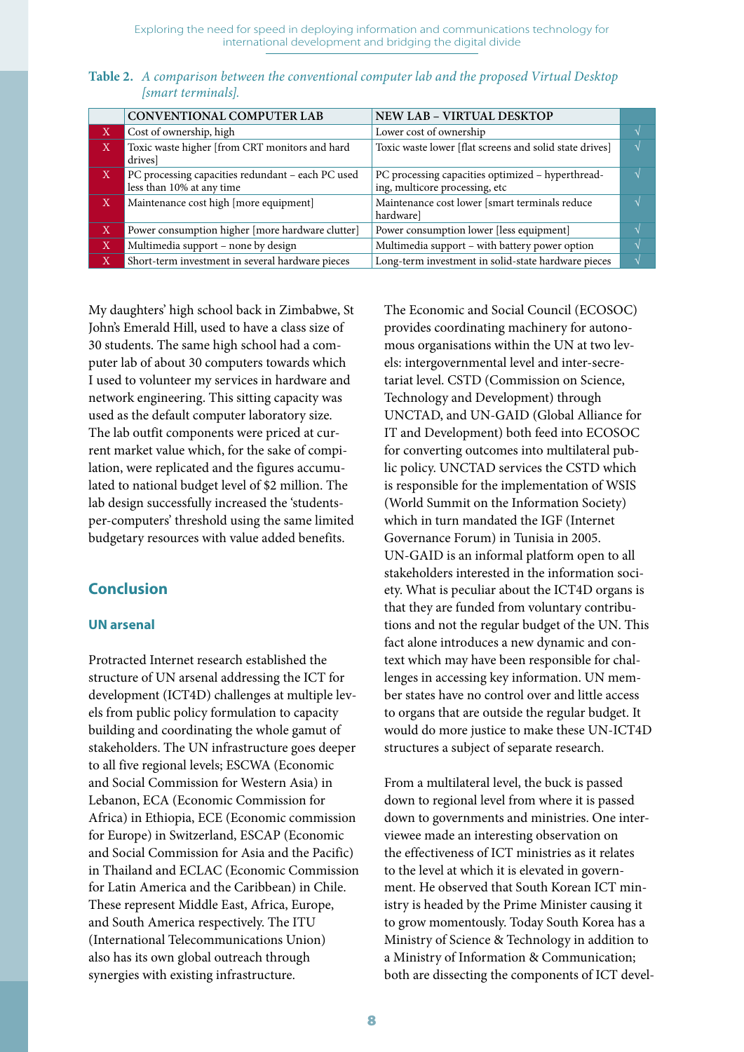**Table 2.** *A comparison between the conventional computer lab and the proposed Virtual Desktop [smart terminals].*

| | CONVENTIONAL COMPUTER LAB | NEW LAB – VIRTUAL DESKTOP | |
|---|---|---|---|
| X | Cost of ownership, high | Lower cost of ownership | √ |
| X | Toxic waste higher [from CRT monitors and hard drives] | Toxic waste lower [flat screens and solid state drives] | √ |
| X | PC processing capacities redundant – each PC used less than 10% at any time | PC processing capacities optimized – hyperthreading, multicore processing, etc | √ |
| X | Maintenance cost high [more equipment] | Maintenance cost lower [smart terminals reduce hardware] | √ |
| X | Power consumption higher [more hardware clutter] | Power consumption lower [less equipment] | √ |
| X | Multimedia support – none by design | Multimedia support – with battery power option | √ |
| X | Short-term investment in several hardware pieces | Long-term investment in solid-state hardware pieces | √ |

My daughters' high school back in Zimbabwe, St John's Emerald Hill, used to have a class size of 30 students. The same high school had a computer lab of about 30 computers towards which I used to volunteer my services in hardware and network engineering. This sitting capacity was used as the default computer laboratory size. The lab outfit components were priced at current market value which, for the sake of compilation, were replicated and the figures accumulated to national budget level of $2 million. The lab design successfully increased the 'students-per-computers' threshold using the same limited budgetary resources with value added benefits.

## Conclusion

### UN arsenal

Protracted Internet research established the structure of UN arsenal addressing the ICT for development (ICT4D) challenges at multiple levels from public policy formulation to capacity building and coordinating the whole gamut of stakeholders. The UN infrastructure goes deeper to all five regional levels; ESCWA (Economic and Social Commission for Western Asia) in Lebanon, ECA (Economic Commission for Africa) in Ethiopia, ECE (Economic commission for Europe) in Switzerland, ESCAP (Economic and Social Commission for Asia and the Pacific) in Thailand and ECLAC (Economic Commission for Latin America and the Caribbean) in Chile. These represent Middle East, Africa, Europe, and South America respectively. The ITU (International Telecommunications Union) also has its own global outreach through synergies with existing infrastructure.

The Economic and Social Council (ECOSOC) provides coordinating machinery for autonomous organisations within the UN at two levels: intergovernmental level and inter-secretariat level. CSTD (Commission on Science, Technology and Development) through UNCTAD, and UN-GAID (Global Alliance for IT and Development) both feed into ECOSOC for converting outcomes into multilateral public policy. UNCTAD services the CSTD which is responsible for the implementation of WSIS (World Summit on the Information Society) which in turn mandated the IGF (Internet Governance Forum) in Tunisia in 2005. UN-GAID is an informal platform open to all stakeholders interested in the information society. What is peculiar about the ICT4D organs is that they are funded from voluntary contributions and not the regular budget of the UN. This fact alone introduces a new dynamic and context which may have been responsible for challenges in accessing key information. UN member states have no control over and little access to organs that are outside the regular budget. It would do more justice to make these UN-ICT4D structures a subject of separate research.

From a multilateral level, the buck is passed down to regional level from where it is passed down to governments and ministries. One interviewee made an interesting observation on the effectiveness of ICT ministries as it relates to the level at which it is elevated in government. He observed that South Korean ICT ministry is headed by the Prime Minister causing it to grow momentously. Today South Korea has a Ministry of Science & Technology in addition to a Ministry of Information & Communication; both are dissecting the components of ICT devel-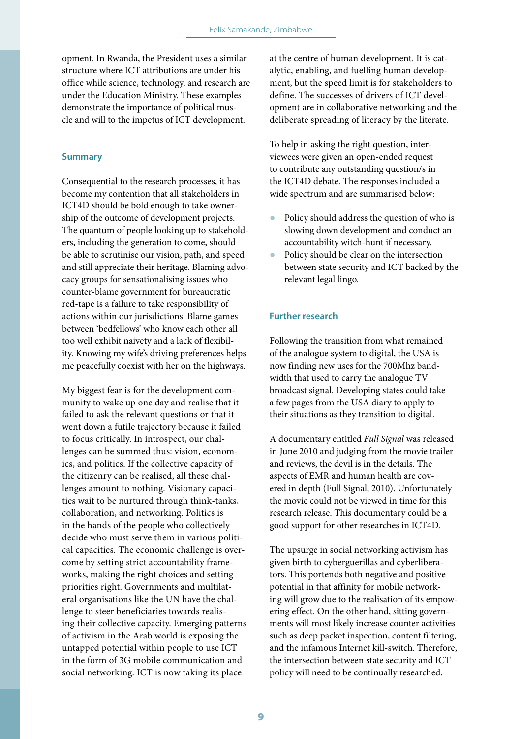opment. In Rwanda, the President uses a similar structure where ICT attributions are under his office while science, technology, and research are under the Education Ministry. These examples demonstrate the importance of political muscle and will to the impetus of ICT development.

## Summary

Consequential to the research processes, it has become my contention that all stakeholders in ICT4D should be bold enough to take ownership of the outcome of development projects. The quantum of people looking up to stakeholders, including the generation to come, should be able to scrutinise our vision, path, and speed and still appreciate their heritage. Blaming advocacy groups for sensationalising issues who counter-blame government for bureaucratic red-tape is a failure to take responsibility of actions within our jurisdictions. Blame games between 'bedfellows' who know each other all too well exhibit naivety and a lack of flexibility. Knowing my wife's driving preferences helps me peacefully coexist with her on the highways.

My biggest fear is for the development community to wake up one day and realise that it failed to ask the relevant questions or that it went down a futile trajectory because it failed to focus critically. In introspect, our challenges can be summed thus: vision, economics, and politics. If the collective capacity of the citizenry can be realised, all these challenges amount to nothing. Visionary capacities wait to be nurtured through think-tanks, collaboration, and networking. Politics is in the hands of the people who collectively decide who must serve them in various political capacities. The economic challenge is overcome by setting strict accountability frameworks, making the right choices and setting priorities right. Governments and multilateral organisations like the UN have the challenge to steer beneficiaries towards realising their collective capacity. Emerging patterns of activism in the Arab world is exposing the untapped potential within people to use ICT in the form of 3G mobile communication and social networking. ICT is now taking its place at the centre of human development. It is catalytic, enabling, and fuelling human development, but the speed limit is for stakeholders to define. The successes of drivers of ICT development are in collaborative networking and the deliberate spreading of literacy by the literate.

To help in asking the right question, interviewees were given an open-ended request to contribute any outstanding question/s in the ICT4D debate. The responses included a wide spectrum and are summarised below:

- Policy should address the question of who is slowing down development and conduct an accountability witch-hunt if necessary.
- Policy should be clear on the intersection between state security and ICT backed by the relevant legal lingo.

## Further research

Following the transition from what remained of the analogue system to digital, the USA is now finding new uses for the 700Mhz bandwidth that used to carry the analogue TV broadcast signal. Developing states could take a few pages from the USA diary to apply to their situations as they transition to digital.

A documentary entitled *Full Signal* was released in June 2010 and judging from the movie trailer and reviews, the devil is in the details. The aspects of EMR and human health are covered in depth (Full Signal, 2010). Unfortunately the movie could not be viewed in time for this research release. This documentary could be a good support for other researches in ICT4D.

The upsurge in social networking activism has given birth to cyberguerillas and cyberliberators. This portends both negative and positive potential in that affinity for mobile networking will grow due to the realisation of its empowering effect. On the other hand, sitting governments will most likely increase counter activities such as deep packet inspection, content filtering, and the infamous Internet kill-switch. Therefore, the intersection between state security and ICT policy will need to be continually researched.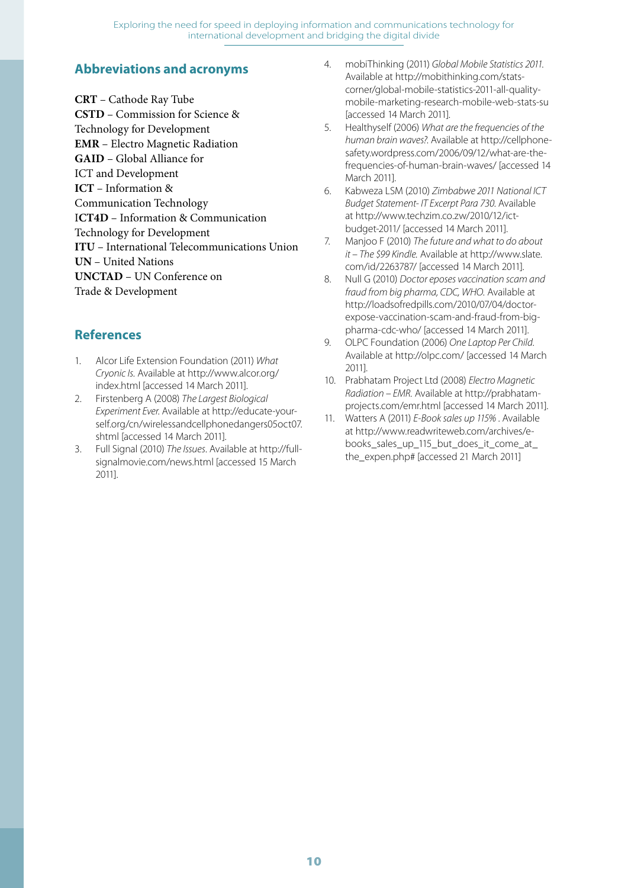## Abbreviations and acronyms

**CRT** – Cathode Ray Tube
**CSTD** – Commission for Science & Technology for Development
**EMR** – Electro Magnetic Radiation
**GAID** – Global Alliance for ICT and Development
**ICT** – Information & Communication Technology
**ICT4D** – Information & Communication Technology for Development
**ITU** – International Telecommunications Union
**UN** – United Nations
**UNCTAD** – UN Conference on Trade & Development

## References

1. Alcor Life Extension Foundation (2011) *What Cryonic Is.* Available at http://www.alcor.org/index.html [accessed 14 March 2011].
2. Firstenberg A (2008) *The Largest Biological Experiment Ever.* Available at http://educate-yourself.org/cn/wirelessandcellphonedangers05oct07.shtml [accessed 14 March 2011].
3. Full Signal (2010) *The Issues*. Available at http://fullsignalmovie.com/news.html [accessed 15 March 2011].
4. mobiThinking (2011) *Global Mobile Statistics 2011.* Available at http://mobithinking.com/stats-corner/global-mobile-statistics-2011-all-quality-mobile-marketing-research-mobile-web-stats-su [accessed 14 March 2011].
5. Healthyself (2006) *What are the frequencies of the human brain waves?.* Available at http://cellphone-safety.wordpress.com/2006/09/12/what-are-the-frequencies-of-human-brain-waves/ [accessed 14 March 2011].
6. Kabweza LSM (2010) *Zimbabwe 2011 National ICT Budget Statement- IT Excerpt Para 730.* Available at http://www.techzim.co.zw/2010/12/ict-budget-2011/ [accessed 14 March 2011].
7. Manjoo F (2010) *The future and what to do about it – The $99 Kindle.* Available at http://www.slate.com/id/2263787/ [accessed 14 March 2011].
8. Null G (2010) *Doctor eposes vaccination scam and fraud from big pharma, CDC, WHO.* Available at http://loadsofredpills.com/2010/07/04/doctor-expose-vaccination-scam-and-fraud-from-big-pharma-cdc-who/ [accessed 14 March 2011].
9. OLPC Foundation (2006) *One Laptop Per Child.* Available at http://olpc.com/ [accessed 14 March 2011].
10. Prabhatam Project Ltd (2008) *Electro Magnetic Radiation – EMR.* Available at http://prabhatam-projects.com/emr.html [accessed 14 March 2011].
11. Watters A (2011) *E-Book sales up 115%* . Available at http://www.readwriteweb.com/archives/e-books_sales_up_115_but_does_it_come_at_the_expen.php# [accessed 21 March 2011]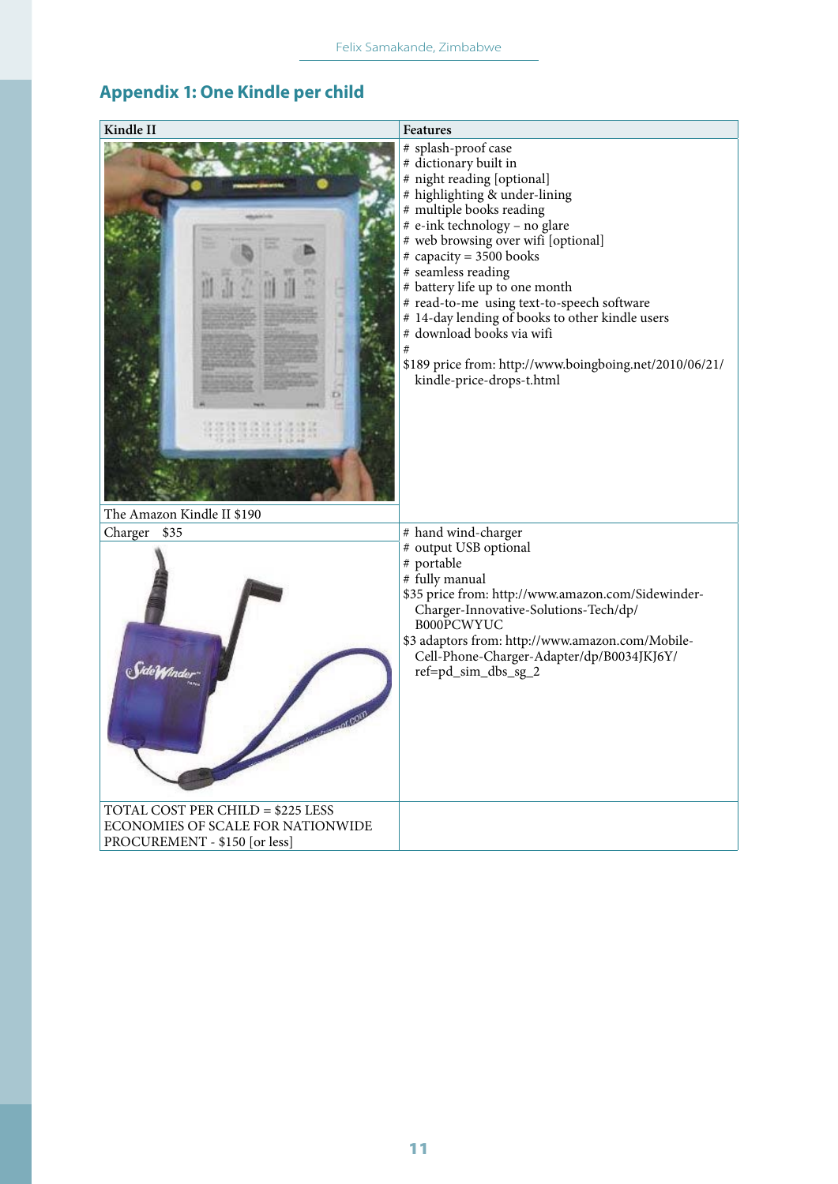## Appendix 1: One Kindle per child

| Kindle II | Features |
|---|---|
| The Amazon Kindle II $190 | # splash-proof case<br># dictionary built in<br># night reading [optional]<br># highlighting & under-lining<br># multiple books reading<br># e-ink technology – no glare<br># web browsing over wifi [optional]<br># capacity = 3500 books<br># seamless reading<br># battery life up to one month<br># read-to-me using text-to-speech software<br># 14-day lending of books to other kindle users<br># download books via wifi<br>#<br>$189 price from: http://www.boingboing.net/2010/06/21/kindle-price-drops-t.html |
| Charger $35 | # hand wind-charger<br># output USB optional<br># portable<br># fully manual<br>$35 price from: http://www.amazon.com/Sidewinder-Charger-Innovative-Solutions-Tech/dp/B000PCWYUC<br>$3 adaptors from: http://www.amazon.com/Mobile-Cell-Phone-Charger-Adapter/dp/B0034JKJ6Y/ref=pd_sim_dbs_sg_2 |
| TOTAL COST PER CHILD = $225 LESS ECONOMIES OF SCALE FOR NATIONWIDE PROCUREMENT - $150 [or less] | |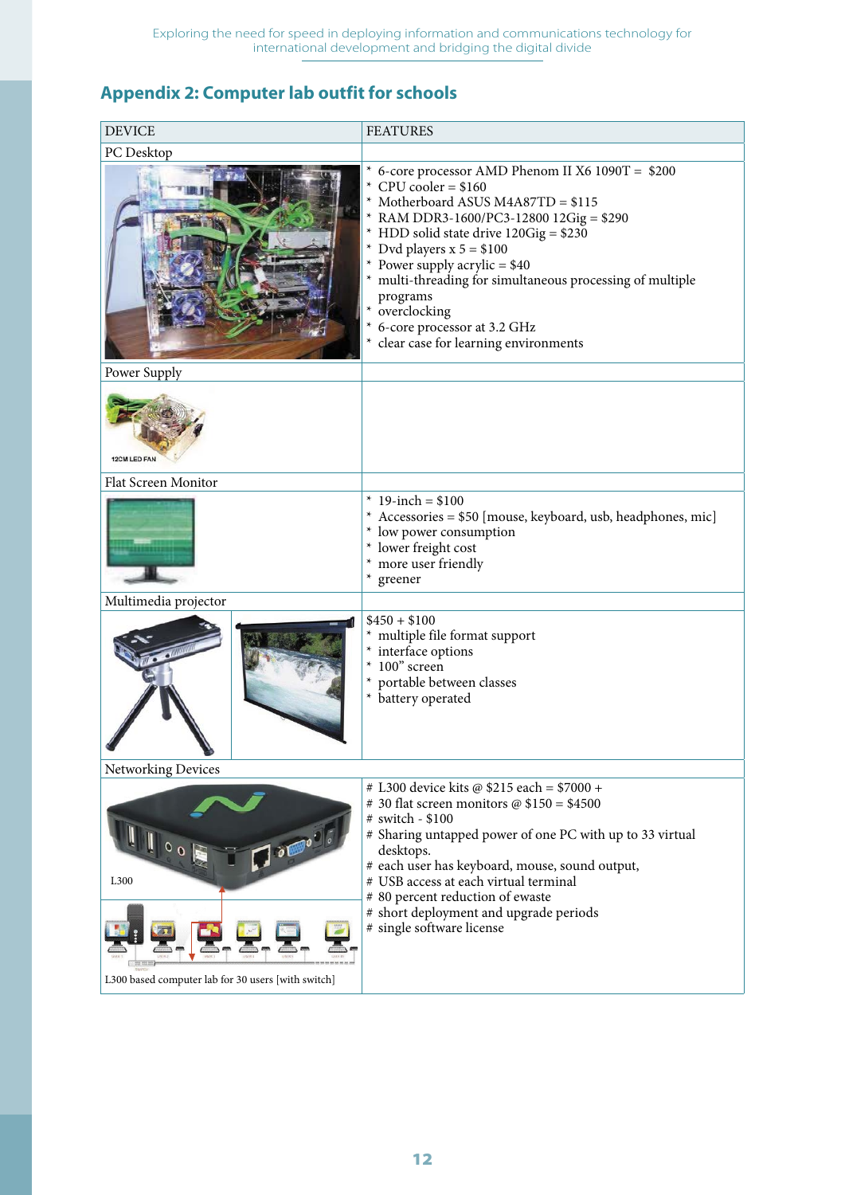## Appendix 2: Computer lab outfit for schools

| DEVICE | FEATURES |
|---|---|
| PC Desktop | |
| | * 6-core processor AMD Phenom II X6 1090T = $200<br>* CPU cooler = $160<br>* Motherboard ASUS M4A87TD = $115<br>* RAM DDR3-1600/PC3-12800 12Gig = $290<br>* HDD solid state drive 120Gig = $230<br>* Dvd players x 5 = $100<br>* Power supply acrylic = $40<br>* multi-threading for simultaneous processing of multiple programs<br>* overclocking<br>* 6-core processor at 3.2 GHz<br>* clear case for learning environments |
| Power Supply | |
| 12CM LED FAN | |
| Flat Screen Monitor | |
| | * 19-inch = $100<br>* Accessories = $50 [mouse, keyboard, usb, headphones, mic]<br>* low power consumption<br>* lower freight cost<br>* more user friendly<br>* greener |
| Multimedia projector | |
| | $450 + $100<br>* multiple file format support<br>* interface options<br>* 100" screen<br>* portable between classes<br>* battery operated |
| Networking Devices | |
| L300<br>L300 based computer lab for 30 users [with switch] | # L300 device kits @ $215 each = $7000 +<br># 30 flat screen monitors @ $150 = $4500<br># switch - $100<br># Sharing untapped power of one PC with up to 33 virtual desktops.<br># each user has keyboard, mouse, sound output,<br># USB access at each virtual terminal<br># 80 percent reduction of ewaste<br># short deployment and upgrade periods<br># single software license |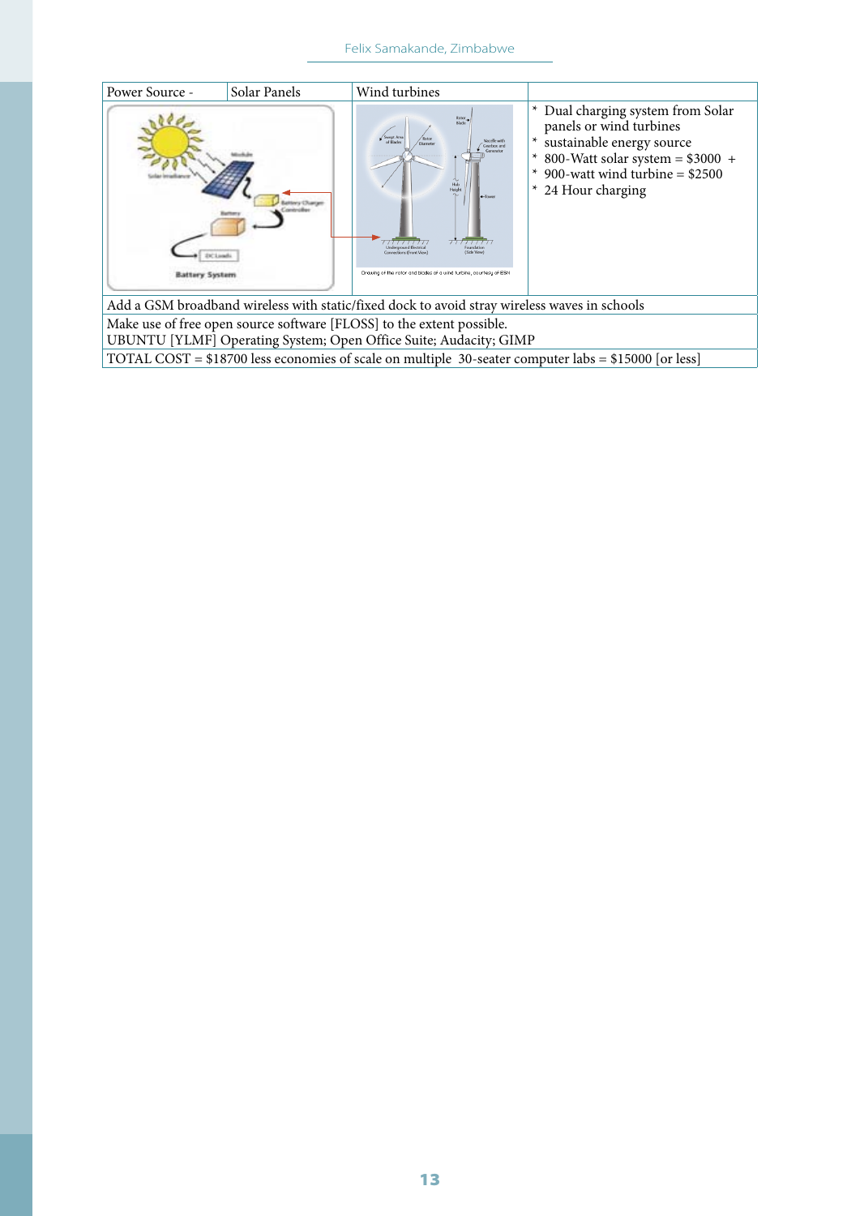| Power Source - | Solar Panels | Wind turbines | |
|---|---|---|---|
| | | | * Dual charging system from Solar panels or wind turbines<br>* sustainable energy source<br>* 800-Watt solar system = $3000 +<br>* 900-watt wind turbine = $2500<br>* 24 Hour charging |
| Add a GSM broadband wireless with static/fixed dock to avoid stray wireless waves in schools | | | |
| Make use of free open source software [FLOSS] to the extent possible.<br>UBUNTU [YLMF] Operating System; Open Office Suite; Audacity; GIMP | | | |
| TOTAL COST = $18700 less economies of scale on multiple 30-seater computer labs = $15000 [or less] | | | |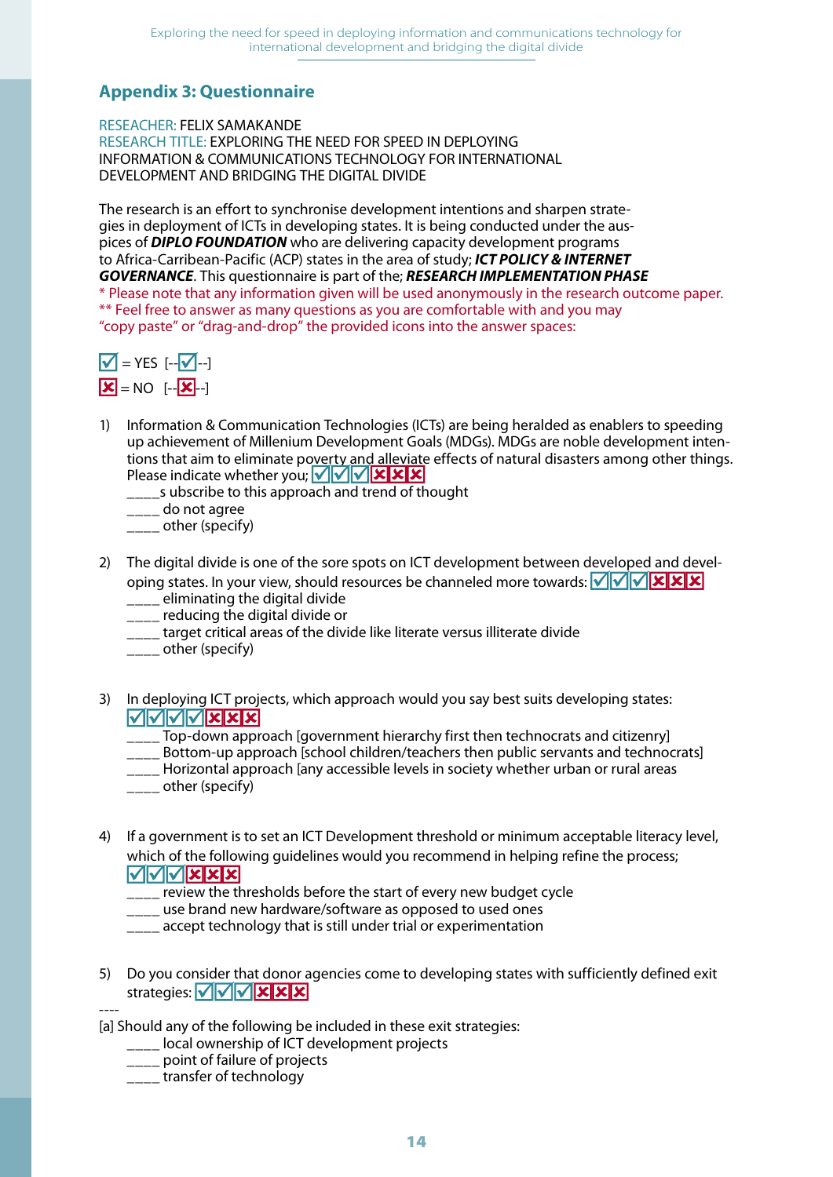## Appendix 3: Questionnaire

RESEACHER: FELIX SAMAKANDE
RESEARCH TITLE: EXPLORING THE NEED FOR SPEED IN DEPLOYING INFORMATION & COMMUNICATIONS TECHNOLOGY FOR INTERNATIONAL DEVELOPMENT AND BRIDGING THE DIGITAL DIVIDE

The research is an effort to synchronise development intentions and sharpen strategies in deployment of ICTs in developing states. It is being conducted under the auspices of ***DIPLO FOUNDATION*** who are delivering capacity development programs to Africa-Carribean-Pacific (ACP) states in the area of study; ***ICT POLICY & INTERNET GOVERNANCE***. This questionnaire is part of the; ***RESEARCH IMPLEMENTATION PHASE***
* Please note that any information given will be used anonymously in the research outcome paper.
** Feel free to answer as many questions as you are comfortable with and you may "copy paste" or "drag-and-drop" the provided icons into the answer spaces:

☑ = YES [--☑--]
☒ = NO [--☒--]

1) Information & Communication Technologies (ICTs) are being heralded as enablers to speeding up achievement of Millenium Development Goals (MDGs). MDGs are noble development intentions that aim to eliminate poverty and alleviate effects of natural disasters among other things. Please indicate whether you; ☑☑☑☒☒☒
   ____s ubscribe to this approach and trend of thought
   ____ do not agree
   ____ other (specify)

2) The digital divide is one of the sore spots on ICT development between developed and developing states. In your view, should resources be channeled more towards: ☑☑☑☒☒☒
   ____ eliminating the digital divide
   ____ reducing the digital divide or
   ____ target critical areas of the divide like literate versus illiterate divide
   ____ other (specify)

3) In deploying ICT projects, which approach would you say best suits developing states: ☑☑☑☑☒☒☒
   ____ Top-down approach [government hierarchy first then technocrats and citizenry]
   ____ Bottom-up approach [school children/teachers then public servants and technocrats]
   ____ Horizontal approach [any accessible levels in society whether urban or rural areas
   ____ other (specify)

4) If a government is to set an ICT Development threshold or minimum acceptable literacy level, which of the following guidelines would you recommend in helping refine the process; ☑☑☑☒☒☒
   ____ review the thresholds before the start of every new budget cycle
   ____ use brand new hardware/software as opposed to used ones
   ____ accept technology that is still under trial or experimentation

5) Do you consider that donor agencies come to developing states with sufficiently defined exit strategies: ☑☑☑☒☒☒

----

[a] Should any of the following be included in these exit strategies:
   ____ local ownership of ICT development projects
   ____ point of failure of projects
   ____ transfer of technology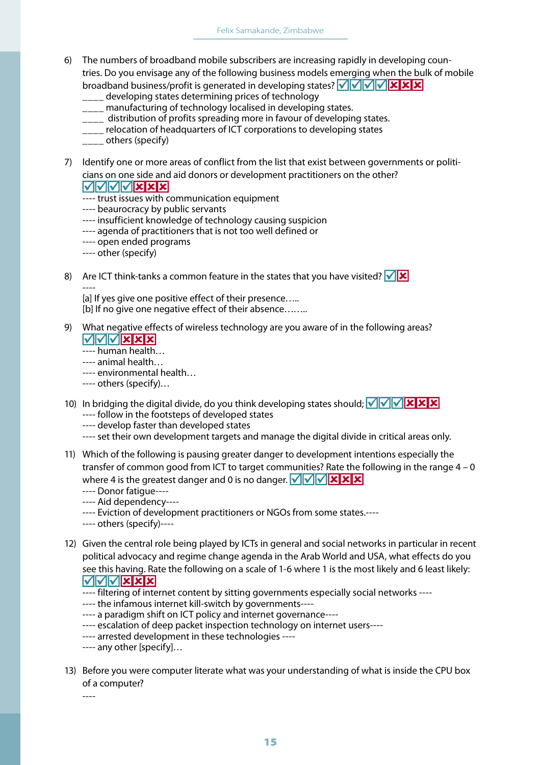6) The numbers of broadband mobile subscribers are increasing rapidly in developing countries. Do you envisage any of the following business models emerging when the bulk of mobile broadband business/profit is generated in developing states? ☑☑☑☑☒☒☒
   ____ developing states determining prices of technology
   ____ manufacturing of technology localised in developing states.
   ____ distribution of profits spreading more in favour of developing states.
   ____ relocation of headquarters of ICT corporations to developing states
   ____ others (specify)

7) Identify one or more areas of conflict from the list that exist between governments or politicians on one side and aid donors or development practitioners on the other?
   ☑☑☑☑☒☒☒
   ---- trust issues with communication equipment
   ---- beaurocracy by public servants
   ---- insufficient knowledge of technology causing suspicion
   ---- agenda of practitioners that is not too well defined or
   ---- open ended programs
   ---- other (specify)

8) Are ICT think-tanks a common feature in the states that you have visited? ☑☒
   ----
   [a] If yes give one positive effect of their presence…..
   [b] If no give one negative effect of their absence……..

9) What negative effects of wireless technology are you aware of in the following areas?
   ☑☑☑☒☒☒
   ---- human health…
   ---- animal health…
   ---- environmental health…
   ---- others (specify)…

10) In bridging the digital divide, do you think developing states should; ☑☑☑☒☒☒
    ---- follow in the footsteps of developed states
    ---- develop faster than developed states
    ---- set their own development targets and manage the digital divide in critical areas only.

11) Which of the following is pausing greater danger to development intentions especially the transfer of common good from ICT to target communities? Rate the following in the range 4 – 0 where 4 is the greatest danger and 0 is no danger. ☑☑☑☒☒☒
    ---- Donor fatigue----
    ---- Aid dependency----
    ---- Eviction of development practitioners or NGOs from some states.----
    ---- others (specify)----

12) Given the central role being played by ICTs in general and social networks in particular in recent political advocacy and regime change agenda in the Arab World and USA, what effects do you see this having. Rate the following on a scale of 1-6 where 1 is the most likely and 6 least likely:
    ☑☑☑☒☒☒
    ---- filtering of internet content by sitting governments especially social networks ----
    ---- the infamous internet kill-switch by governments----
    ---- a paradigm shift on ICT policy and internet governance----
    ---- escalation of deep packet inspection technology on internet users----
    ---- arrested development in these technologies ----
    ---- any other [specify]…

13) Before you were computer literate what was your understanding of what is inside the CPU box of a computer?
    ----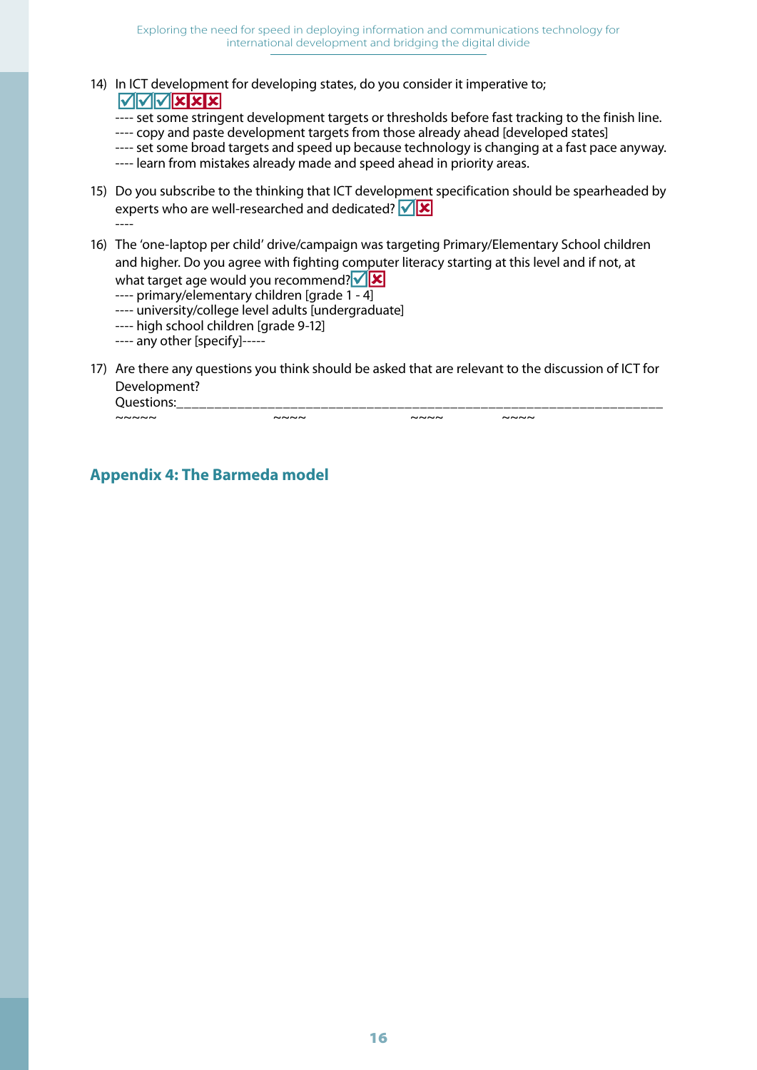14) In ICT development for developing states, do you consider it imperative to;
☑☑☑☒☒☒
---- set some stringent development targets or thresholds before fast tracking to the finish line.
---- copy and paste development targets from those already ahead [developed states]
---- set some broad targets and speed up because technology is changing at a fast pace anyway.
---- learn from mistakes already made and speed ahead in priority areas.

15) Do you subscribe to the thinking that ICT development specification should be spearheaded by experts who are well-researched and dedicated? ☑☒
----

16) The 'one-laptop per child' drive/campaign was targeting Primary/Elementary School children and higher. Do you agree with fighting computer literacy starting at this level and if not, at what target age would you recommend?☑☒
---- primary/elementary children [grade 1 - 4]
---- university/college level adults [undergraduate]
---- high school children [grade 9-12]
---- any other [specify]-----

17) Are there any questions you think should be asked that are relevant to the discussion of ICT for Development?
Questions:_______________________________________________________________________
~~~~~ ~~~~ ~~~~ ~~~~

## Appendix 4: The Barmeda model